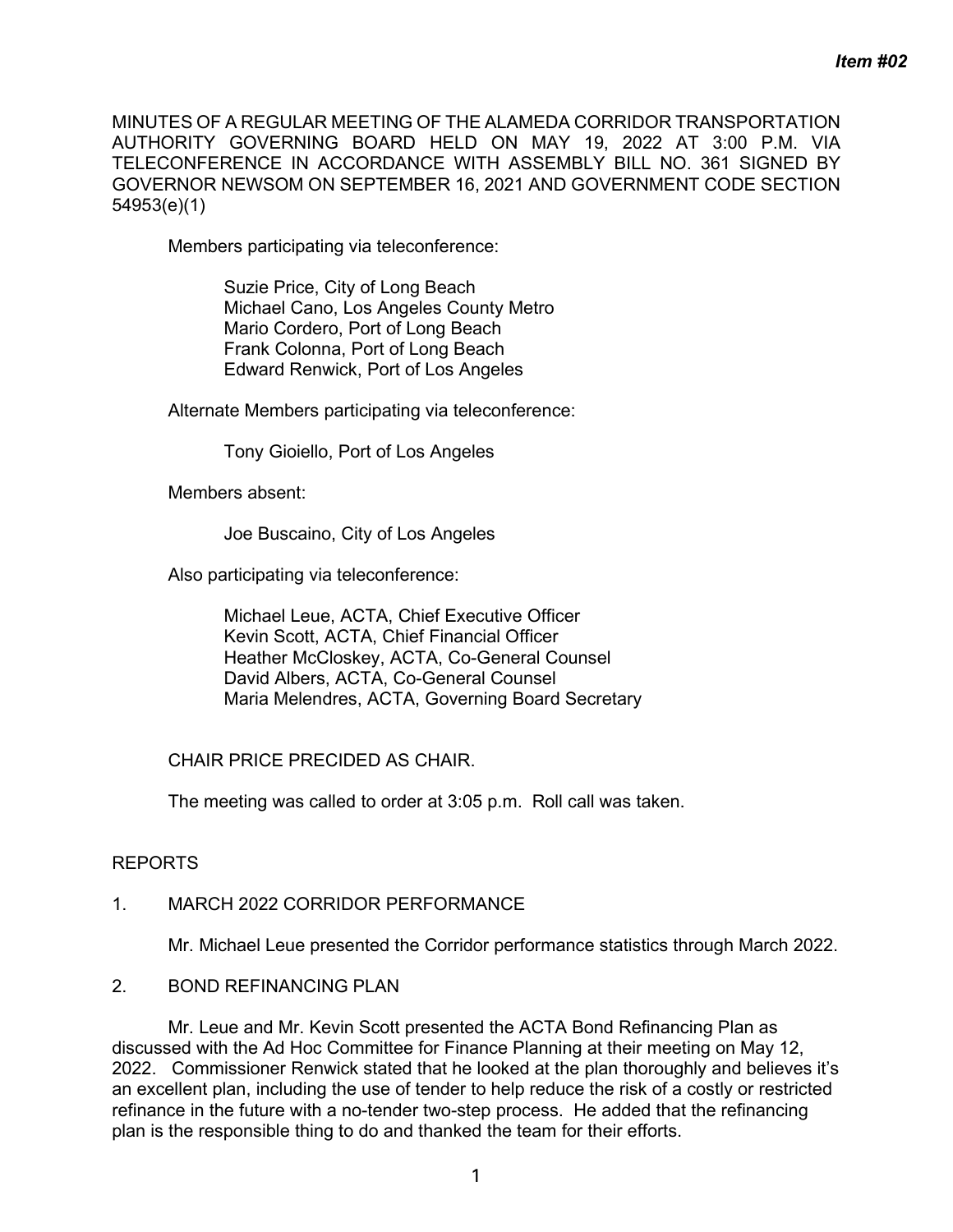***Item #02***

MINUTES OF A REGULAR MEETING OF THE ALAMEDA CORRIDOR TRANSPORTATION AUTHORITY GOVERNING BOARD HELD ON MAY 19, 2022 AT 3:00 P.M. VIA TELECONFERENCE IN ACCORDANCE WITH ASSEMBLY BILL NO. 361 SIGNED BY GOVERNOR NEWSOM ON SEPTEMBER 16, 2021 AND GOVERNMENT CODE SECTION 54953(e)(1)

Members participating via teleconference:

Suzie Price, City of Long Beach
Michael Cano, Los Angeles County Metro
Mario Cordero, Port of Long Beach
Frank Colonna, Port of Long Beach
Edward Renwick, Port of Los Angeles

Alternate Members participating via teleconference:

Tony Gioiello, Port of Los Angeles

Members absent:

Joe Buscaino, City of Los Angeles

Also participating via teleconference:

Michael Leue, ACTA, Chief Executive Officer
Kevin Scott, ACTA, Chief Financial Officer
Heather McCloskey, ACTA, Co-General Counsel
David Albers, ACTA, Co-General Counsel
Maria Melendres, ACTA, Governing Board Secretary

CHAIR PRICE PRECIDED AS CHAIR.

The meeting was called to order at 3:05 p.m. Roll call was taken.

REPORTS

1. MARCH 2022 CORRIDOR PERFORMANCE

Mr. Michael Leue presented the Corridor performance statistics through March 2022.

2. BOND REFINANCING PLAN

Mr. Leue and Mr. Kevin Scott presented the ACTA Bond Refinancing Plan as discussed with the Ad Hoc Committee for Finance Planning at their meeting on May 12, 2022. Commissioner Renwick stated that he looked at the plan thoroughly and believes it's an excellent plan, including the use of tender to help reduce the risk of a costly or restricted refinance in the future with a no-tender two-step process. He added that the refinancing plan is the responsible thing to do and thanked the team for their efforts.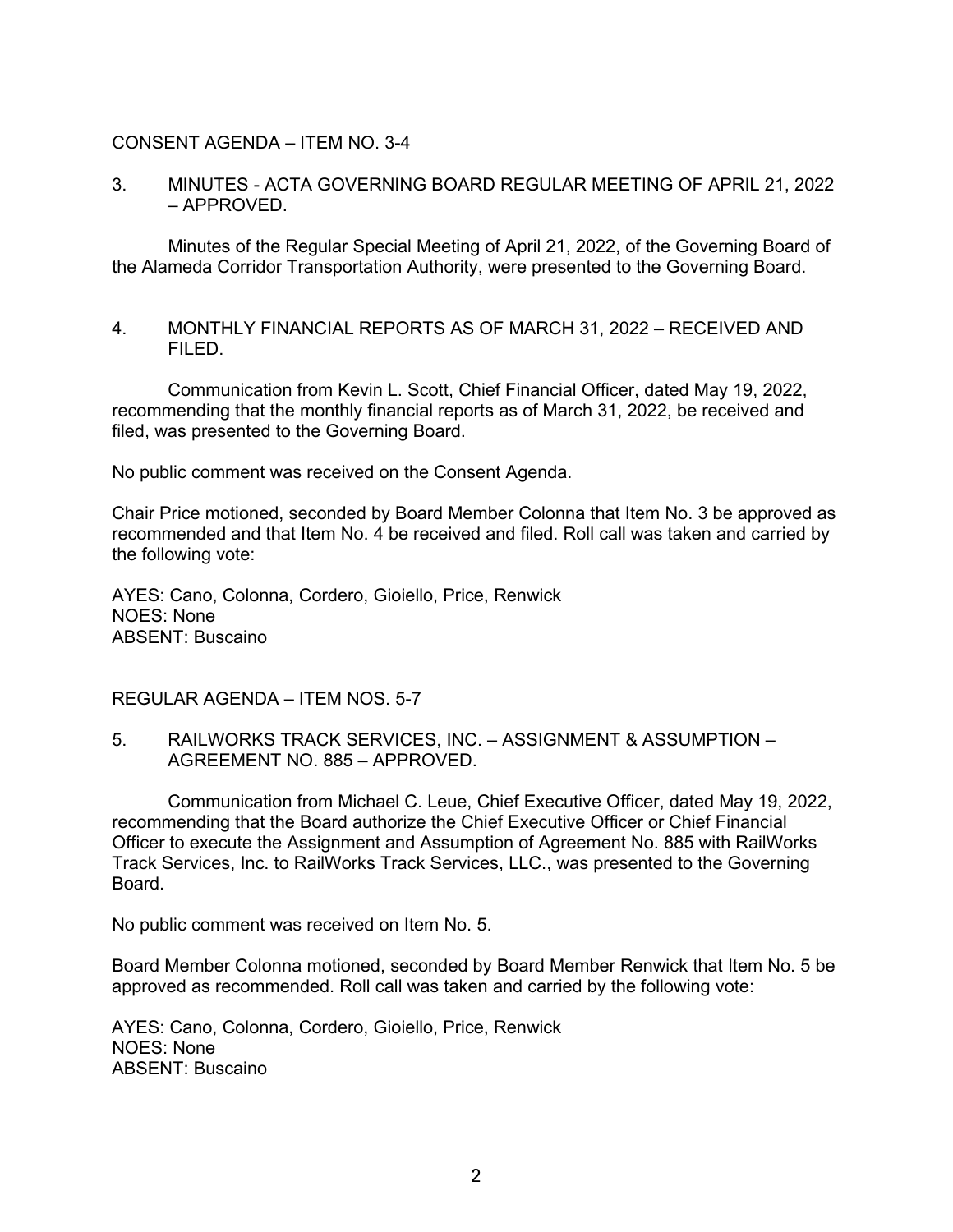CONSENT AGENDA – ITEM NO. 3-4

3. MINUTES - ACTA GOVERNING BOARD REGULAR MEETING OF APRIL 21, 2022 – APPROVED.

Minutes of the Regular Special Meeting of April 21, 2022, of the Governing Board of the Alameda Corridor Transportation Authority, were presented to the Governing Board.

4. MONTHLY FINANCIAL REPORTS AS OF MARCH 31, 2022 – RECEIVED AND FILED.

Communication from Kevin L. Scott, Chief Financial Officer, dated May 19, 2022, recommending that the monthly financial reports as of March 31, 2022, be received and filed, was presented to the Governing Board.

No public comment was received on the Consent Agenda.

Chair Price motioned, seconded by Board Member Colonna that Item No. 3 be approved as recommended and that Item No. 4 be received and filed. Roll call was taken and carried by the following vote:

AYES: Cano, Colonna, Cordero, Gioiello, Price, Renwick
NOES: None
ABSENT: Buscaino

REGULAR AGENDA – ITEM NOS. 5-7

5. RAILWORKS TRACK SERVICES, INC. – ASSIGNMENT & ASSUMPTION – AGREEMENT NO. 885 – APPROVED.

Communication from Michael C. Leue, Chief Executive Officer, dated May 19, 2022, recommending that the Board authorize the Chief Executive Officer or Chief Financial Officer to execute the Assignment and Assumption of Agreement No. 885 with RailWorks Track Services, Inc. to RailWorks Track Services, LLC., was presented to the Governing Board.

No public comment was received on Item No. 5.

Board Member Colonna motioned, seconded by Board Member Renwick that Item No. 5 be approved as recommended. Roll call was taken and carried by the following vote:

AYES: Cano, Colonna, Cordero, Gioiello, Price, Renwick
NOES: None
ABSENT: Buscaino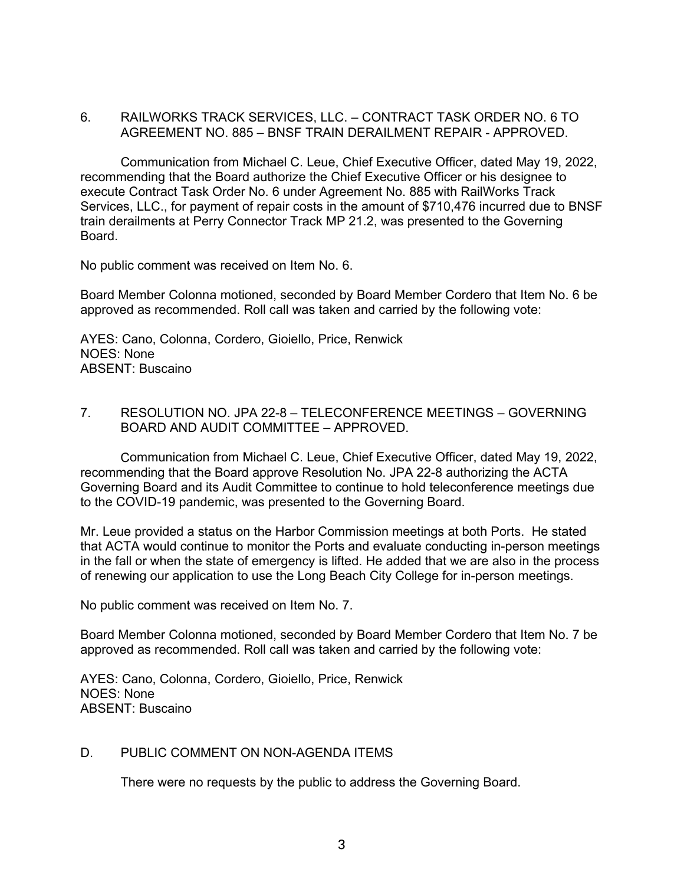6. RAILWORKS TRACK SERVICES, LLC. – CONTRACT TASK ORDER NO. 6 TO AGREEMENT NO. 885 – BNSF TRAIN DERAILMENT REPAIR - APPROVED.

Communication from Michael C. Leue, Chief Executive Officer, dated May 19, 2022, recommending that the Board authorize the Chief Executive Officer or his designee to execute Contract Task Order No. 6 under Agreement No. 885 with RailWorks Track Services, LLC., for payment of repair costs in the amount of $710,476 incurred due to BNSF train derailments at Perry Connector Track MP 21.2, was presented to the Governing Board.

No public comment was received on Item No. 6.

Board Member Colonna motioned, seconded by Board Member Cordero that Item No. 6 be approved as recommended. Roll call was taken and carried by the following vote:

AYES: Cano, Colonna, Cordero, Gioiello, Price, Renwick
NOES: None
ABSENT: Buscaino

7. RESOLUTION NO. JPA 22-8 – TELECONFERENCE MEETINGS – GOVERNING BOARD AND AUDIT COMMITTEE – APPROVED.

Communication from Michael C. Leue, Chief Executive Officer, dated May 19, 2022, recommending that the Board approve Resolution No. JPA 22-8 authorizing the ACTA Governing Board and its Audit Committee to continue to hold teleconference meetings due to the COVID-19 pandemic, was presented to the Governing Board.

Mr. Leue provided a status on the Harbor Commission meetings at both Ports. He stated that ACTA would continue to monitor the Ports and evaluate conducting in-person meetings in the fall or when the state of emergency is lifted. He added that we are also in the process of renewing our application to use the Long Beach City College for in-person meetings.

No public comment was received on Item No. 7.

Board Member Colonna motioned, seconded by Board Member Cordero that Item No. 7 be approved as recommended. Roll call was taken and carried by the following vote:

AYES: Cano, Colonna, Cordero, Gioiello, Price, Renwick
NOES: None
ABSENT: Buscaino

D. PUBLIC COMMENT ON NON-AGENDA ITEMS

There were no requests by the public to address the Governing Board.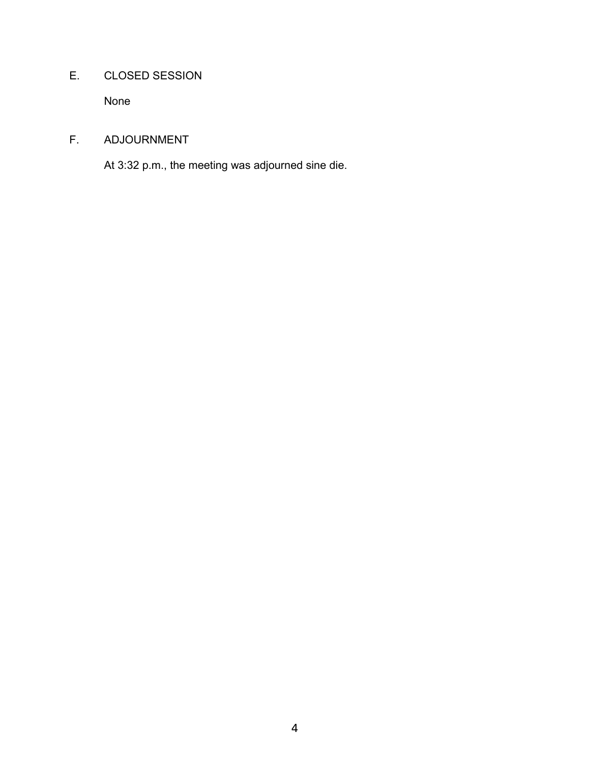## E. CLOSED SESSION

None

## F. ADJOURNMENT

At 3:32 p.m., the meeting was adjourned sine die.